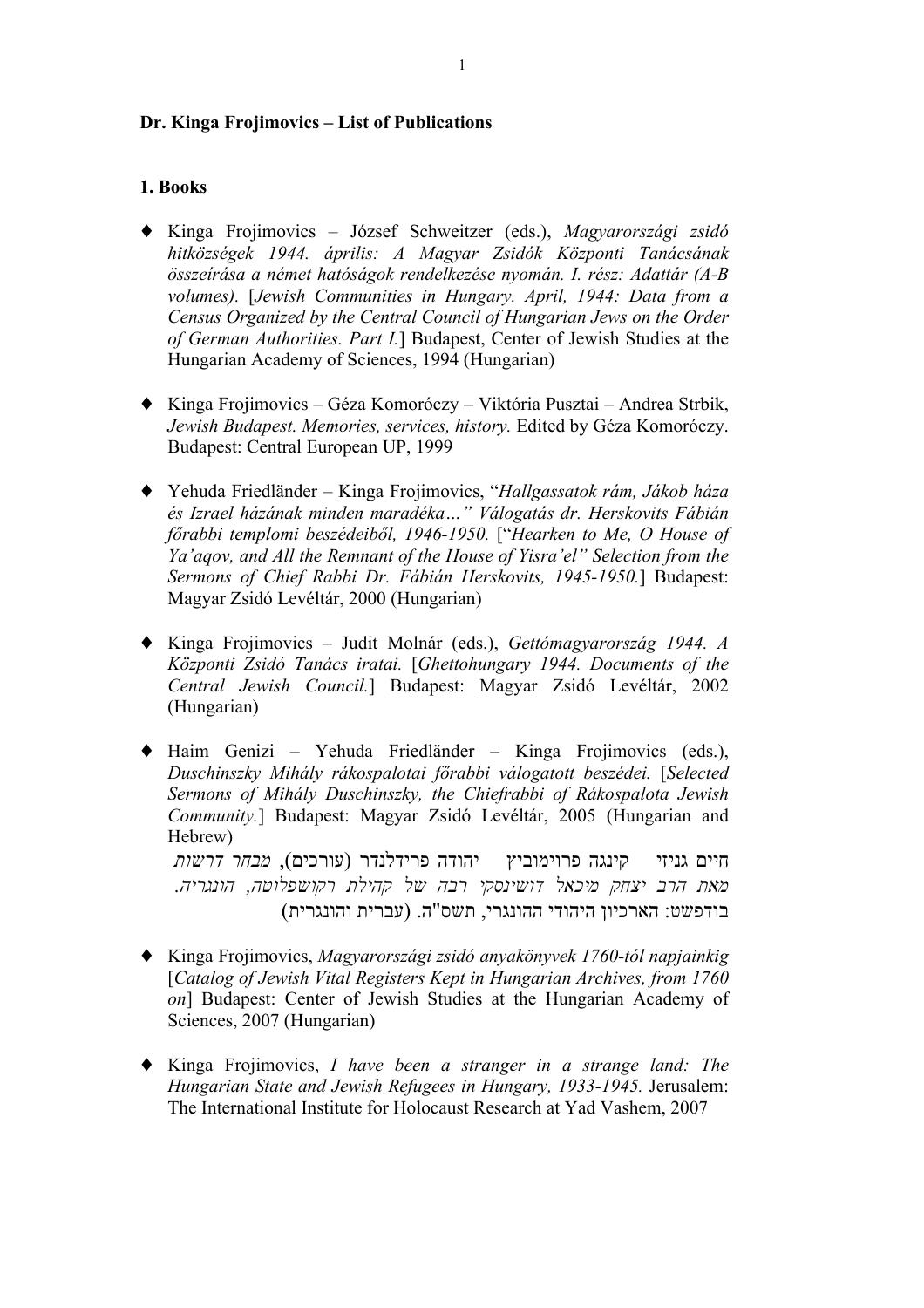**Dr. Kinga Frojimovics – List of Publications**

**1. Books**

- Kinga Frojimovics – József Schweitzer (eds.), *Magyarországi zsidó hitközségek 1944. április: A Magyar Zsidók Központi Tanácsának összeírása a német hatóságok rendelkezése nyomán. I. rész: Adattár (A-B volumes).* [*Jewish Communities in Hungary. April, 1944: Data from a Census Organized by the Central Council of Hungarian Jews on the Order of German Authorities. Part I.*] Budapest, Center of Jewish Studies at the Hungarian Academy of Sciences, 1994 (Hungarian)

- Kinga Frojimovics – Géza Komoróczy – Viktória Pusztai – Andrea Strbik, *Jewish Budapest. Memories, services, history.* Edited by Géza Komoróczy. Budapest: Central European UP, 1999

- Yehuda Friedländer – Kinga Frojimovics, "*Hallgassatok rám, Jákob háza és Izrael házának minden maradéka…" Válogatás dr. Herskovits Fábián főrabbi templomi beszédeiből, 1946-1950.* ["*Hearken to Me, O House of Ya'aqov, and All the Remnant of the House of Yisra'el" Selection from the Sermons of Chief Rabbi Dr. Fábián Herskovits, 1945-1950.*] Budapest: Magyar Zsidó Levéltár, 2000 (Hungarian)

- Kinga Frojimovics – Judit Molnár (eds.), *Gettómagyarország 1944. A Központi Zsidó Tanács iratai.* [*Ghettohungary 1944. Documents of the Central Jewish Council.*] Budapest: Magyar Zsidó Levéltár, 2002 (Hungarian)

- Haim Genizi – Yehuda Friedländer – Kinga Frojimovics (eds.), *Duschinszky Mihály rákospalotai főrabbi válogatott beszédei.* [*Selected Sermons of Mihály Duschinszky, the Chiefrabbi of Rákospalota Jewish Community.*] Budapest: Magyar Zsidó Levéltár, 2005 (Hungarian and Hebrew)
  חיים גניזי קינגה פרוימוביץ יהודה פרידלנדר (עורכים), *מבחר דרשות מאת הרב יצחק מיכאל דושינסקי רבה של קהילת רקושפלוטה, הונגריה.* בודפשט: הארכיון היהודי ההונגרי, תשס"ה. (עברית והונגרית)

- Kinga Frojimovics, *Magyarországi zsidó anyakönyvek 1760-tól napjainkig* [*Catalog of Jewish Vital Registers Kept in Hungarian Archives, from 1760 on*] Budapest: Center of Jewish Studies at the Hungarian Academy of Sciences, 2007 (Hungarian)

- Kinga Frojimovics, *I have been a stranger in a strange land: The Hungarian State and Jewish Refugees in Hungary, 1933-1945.* Jerusalem: The International Institute for Holocaust Research at Yad Vashem, 2007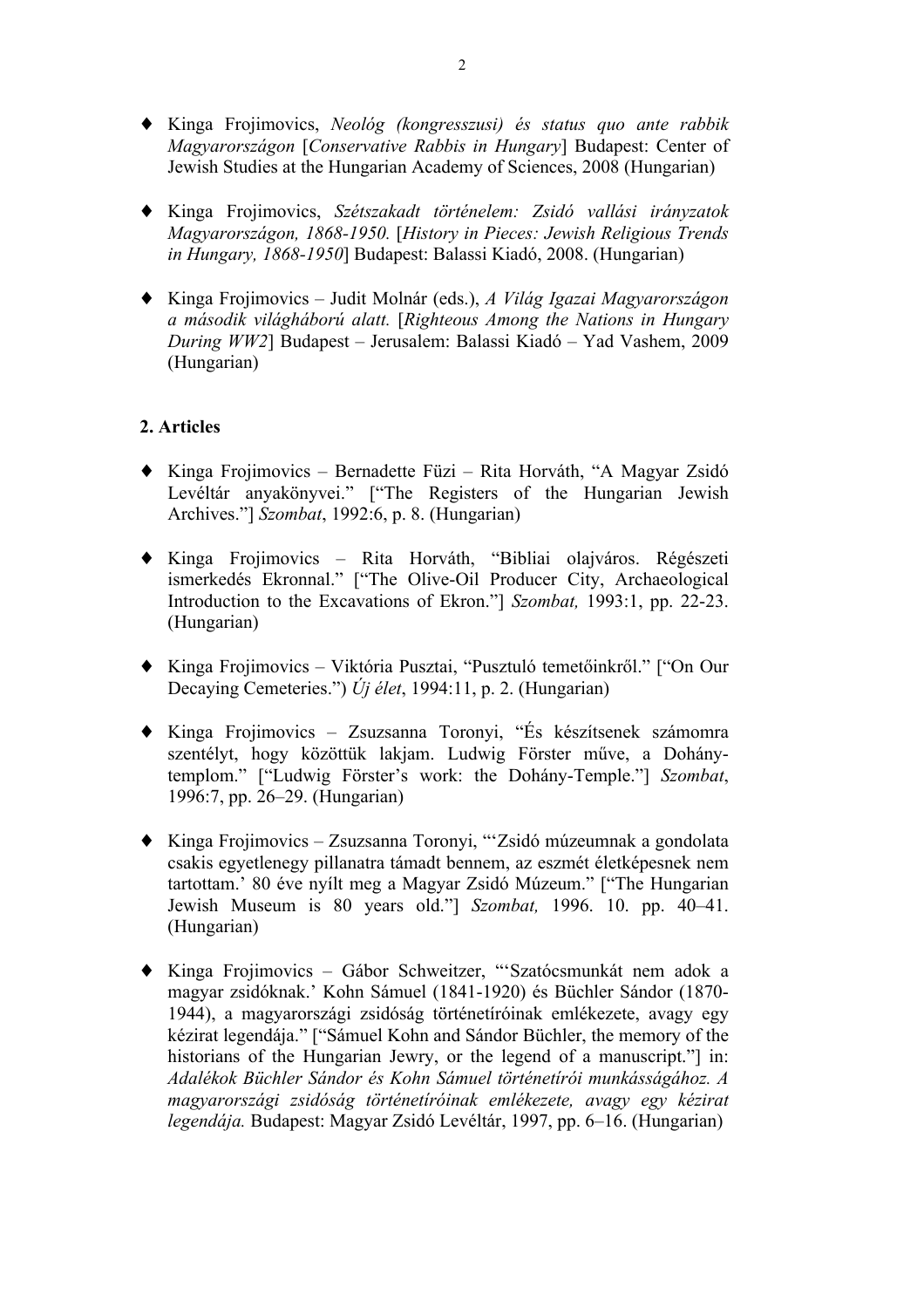- Kinga Frojimovics, *Neológ (kongresszusi) és status quo ante rabbik Magyarországon* [*Conservative Rabbis in Hungary*] Budapest: Center of Jewish Studies at the Hungarian Academy of Sciences, 2008 (Hungarian)

- Kinga Frojimovics, *Szétszakadt történelem: Zsidó vallási irányzatok Magyarországon, 1868-1950.* [*History in Pieces: Jewish Religious Trends in Hungary, 1868-1950*] Budapest: Balassi Kiadó, 2008. (Hungarian)

- Kinga Frojimovics – Judit Molnár (eds.), *A Világ Igazai Magyarországon a második világháború alatt.* [*Righteous Among the Nations in Hungary During WW2*] Budapest – Jerusalem: Balassi Kiadó – Yad Vashem, 2009 (Hungarian)

## 2. Articles

- Kinga Frojimovics – Bernadette Füzi – Rita Horváth, "A Magyar Zsidó Levéltár anyakönyvei." ["The Registers of the Hungarian Jewish Archives."] *Szombat*, 1992:6, p. 8. (Hungarian)

- Kinga Frojimovics – Rita Horváth, "Bibliai olajváros. Régészeti ismerkedés Ekronnal." ["The Olive-Oil Producer City, Archaeological Introduction to the Excavations of Ekron."] *Szombat,* 1993:1, pp. 22-23. (Hungarian)

- Kinga Frojimovics – Viktória Pusztai, "Pusztuló temetőinkről." ["On Our Decaying Cemeteries.") *Új élet*, 1994:11, p. 2. (Hungarian)

- Kinga Frojimovics – Zsuzsanna Toronyi, "És készítsenek számomra szentélyt, hogy közöttük lakjam. Ludwig Förster műve, a Dohány-templom." ["Ludwig Förster's work: the Dohány-Temple."] *Szombat*, 1996:7, pp. 26–29. (Hungarian)

- Kinga Frojimovics – Zsuzsanna Toronyi, "'Zsidó múzeumnak a gondolata csakis egyetlenegy pillanatra támadt bennem, az eszmét életképesnek nem tartottam.' 80 éve nyílt meg a Magyar Zsidó Múzeum." ["The Hungarian Jewish Museum is 80 years old."] *Szombat,* 1996. 10. pp. 40–41. (Hungarian)

- Kinga Frojimovics – Gábor Schweitzer, "'Szatócsmunkát nem adok a magyar zsidóknak.' Kohn Sámuel (1841-1920) és Büchler Sándor (1870-1944), a magyarországi zsidóság történetíróinak emlékezete, avagy egy kézirat legendája." ["Sámuel Kohn and Sándor Büchler, the memory of the historians of the Hungarian Jewry, or the legend of a manuscript."] in: *Adalékok Büchler Sándor és Kohn Sámuel történetírói munkásságához. A magyarországi zsidóság történetíróinak emlékezete, avagy egy kézirat legendája.* Budapest: Magyar Zsidó Levéltár, 1997, pp. 6–16. (Hungarian)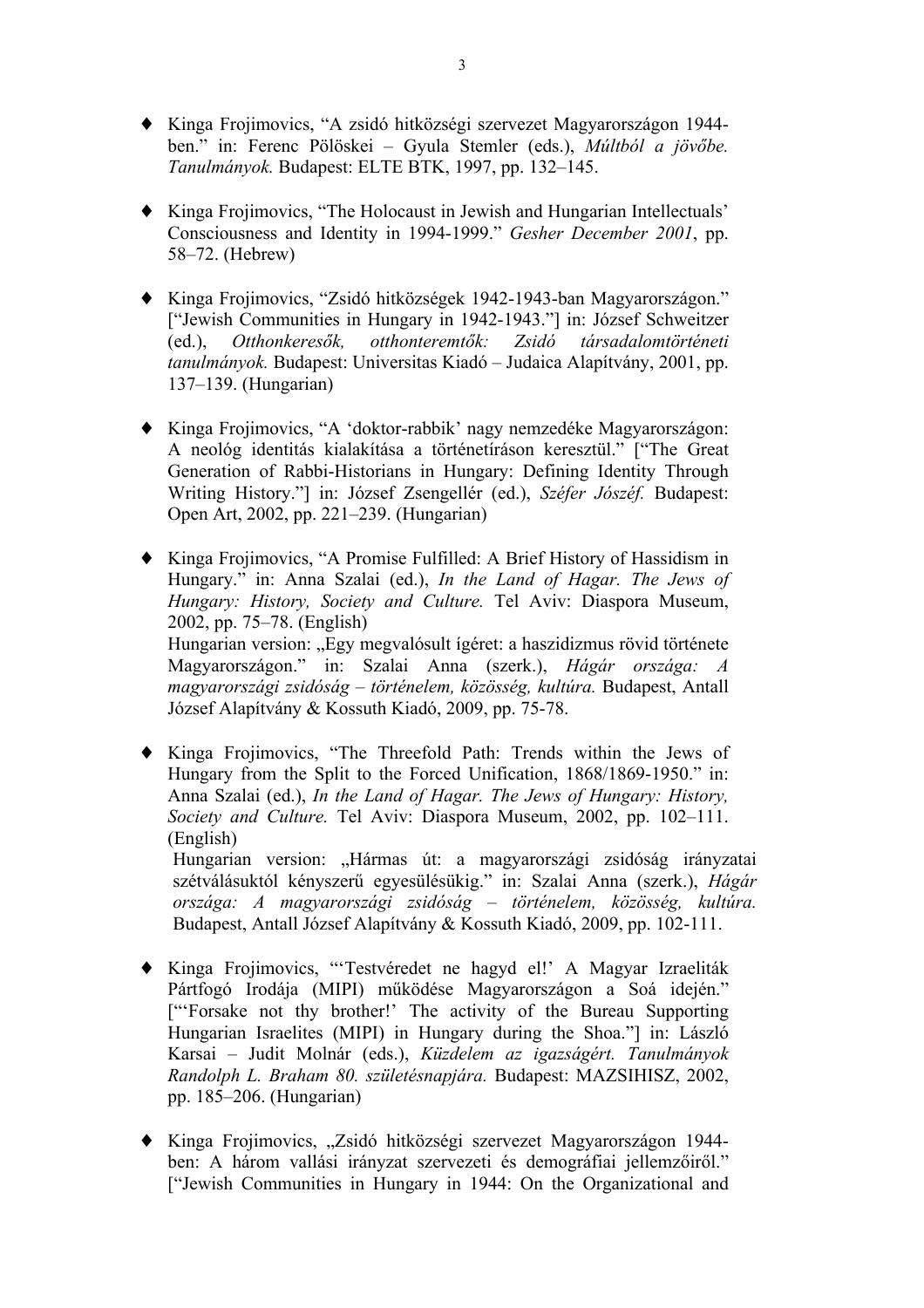- Kinga Frojimovics, "A zsidó hitközségi szervezet Magyarországon 1944-ben." in: Ferenc Pölöskei – Gyula Stemler (eds.), *Múltból a jövőbe. Tanulmányok.* Budapest: ELTE BTK, 1997, pp. 132–145.

- Kinga Frojimovics, "The Holocaust in Jewish and Hungarian Intellectuals' Consciousness and Identity in 1994-1999." *Gesher December 2001*, pp. 58–72. (Hebrew)

- Kinga Frojimovics, "Zsidó hitközségek 1942-1943-ban Magyarországon." ["Jewish Communities in Hungary in 1942-1943."] in: József Schweitzer (ed.), *Otthonkeresők, otthonteremtők: Zsidó társadalomtörténeti tanulmányok.* Budapest: Universitas Kiadó – Judaica Alapítvány, 2001, pp. 137–139. (Hungarian)

- Kinga Frojimovics, "A 'doktor-rabbik' nagy nemzedéke Magyarországon: A neológ identitás kialakítása a történetíráson keresztül." ["The Great Generation of Rabbi-Historians in Hungary: Defining Identity Through Writing History."] in: József Zsengellér (ed.), *Széfer Jószéf.* Budapest: Open Art, 2002, pp. 221–239. (Hungarian)

- Kinga Frojimovics, "A Promise Fulfilled: A Brief History of Hassidism in Hungary." in: Anna Szalai (ed.), *In the Land of Hagar. The Jews of Hungary: History, Society and Culture.* Tel Aviv: Diaspora Museum, 2002, pp. 75–78. (English)
  Hungarian version: „Egy megvalósult ígéret: a haszidizmus rövid története Magyarországon." in: Szalai Anna (szerk.), *Hágár országa: A magyarországi zsidóság – történelem, közösség, kultúra.* Budapest, Antall József Alapítvány & Kossuth Kiadó, 2009, pp. 75-78.

- Kinga Frojimovics, "The Threefold Path: Trends within the Jews of Hungary from the Split to the Forced Unification, 1868/1869-1950." in: Anna Szalai (ed.), *In the Land of Hagar. The Jews of Hungary: History, Society and Culture.* Tel Aviv: Diaspora Museum, 2002, pp. 102–111. (English)
  Hungarian version: „Hármas út: a magyarországi zsidóság irányzatai szétválásuktól kényszerű egyesülésükig." in: Szalai Anna (szerk.), *Hágár országa: A magyarországi zsidóság – történelem, közösség, kultúra.* Budapest, Antall József Alapítvány & Kossuth Kiadó, 2009, pp. 102-111.

- Kinga Frojimovics, "'Testvéredet ne hagyd el!' A Magyar Izraeliták Pártfogó Irodája (MIPI) működése Magyarországon a Soá idején." ["'Forsake not thy brother!' The activity of the Bureau Supporting Hungarian Israelites (MIPI) in Hungary during the Shoa."] in: László Karsai – Judit Molnár (eds.), *Küzdelem az igazságért. Tanulmányok Randolph L. Braham 80. születésnapjára.* Budapest: MAZSIHISZ, 2002, pp. 185–206. (Hungarian)

- Kinga Frojimovics, „Zsidó hitközségi szervezet Magyarországon 1944-ben: A három vallási irányzat szervezeti és demográfiai jellemzőiről." ["Jewish Communities in Hungary in 1944: On the Organizational and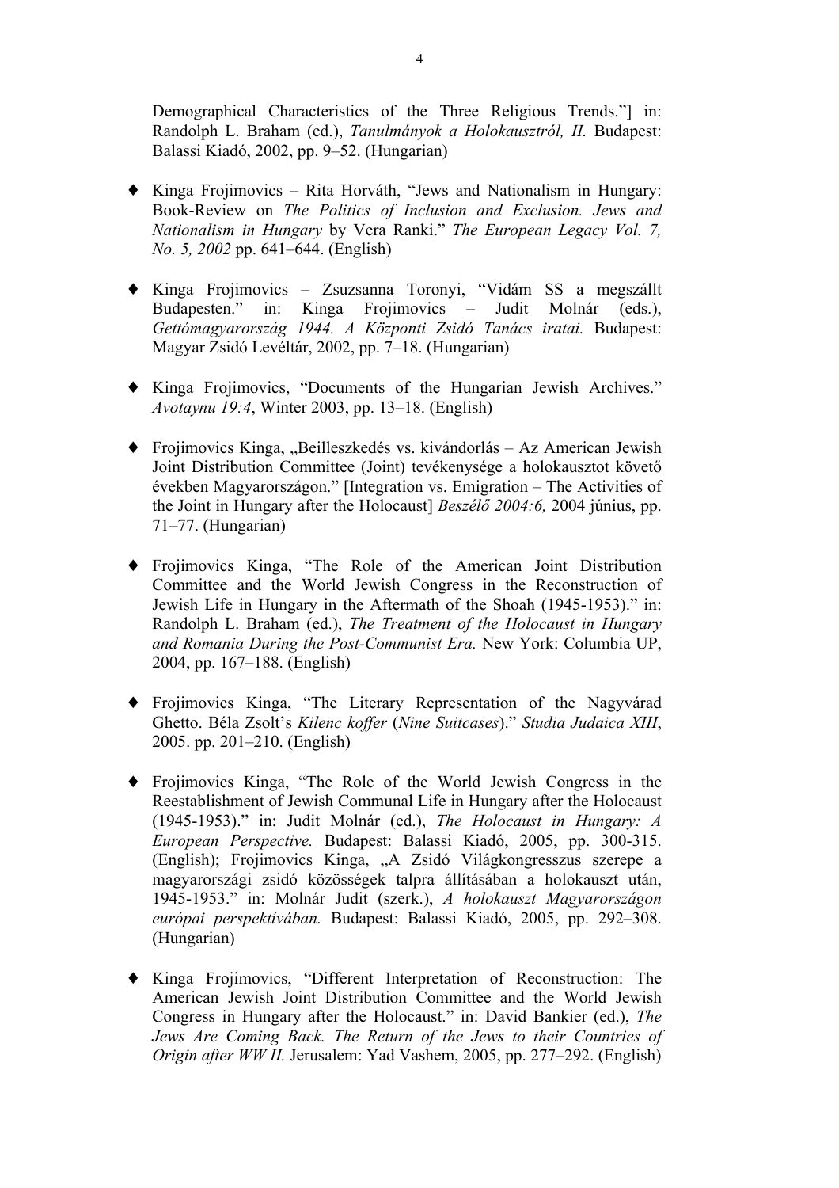Demographical Characteristics of the Three Religious Trends."] in: Randolph L. Braham (ed.), *Tanulmányok a Holokausztról, II.* Budapest: Balassi Kiadó, 2002, pp. 9–52. (Hungarian)

- Kinga Frojimovics – Rita Horváth, "Jews and Nationalism in Hungary: Book-Review on *The Politics of Inclusion and Exclusion. Jews and Nationalism in Hungary* by Vera Ranki." *The European Legacy Vol. 7, No. 5, 2002* pp. 641–644. (English)

- Kinga Frojimovics – Zsuzsanna Toronyi, "Vidám SS a megszállt Budapesten." in: Kinga Frojimovics – Judit Molnár (eds.), *Gettómagyarország 1944. A Központi Zsidó Tanács iratai.* Budapest: Magyar Zsidó Levéltár, 2002, pp. 7–18. (Hungarian)

- Kinga Frojimovics, "Documents of the Hungarian Jewish Archives." *Avotaynu 19:4*, Winter 2003, pp. 13–18. (English)

- Frojimovics Kinga, „Beilleszkedés vs. kivándorlás – Az American Jewish Joint Distribution Committee (Joint) tevékenysége a holokausztot követő években Magyarországon." [Integration vs. Emigration – The Activities of the Joint in Hungary after the Holocaust] *Beszélő 2004:6,* 2004 június, pp. 71–77. (Hungarian)

- Frojimovics Kinga, "The Role of the American Joint Distribution Committee and the World Jewish Congress in the Reconstruction of Jewish Life in Hungary in the Aftermath of the Shoah (1945-1953)." in: Randolph L. Braham (ed.), *The Treatment of the Holocaust in Hungary and Romania During the Post-Communist Era.* New York: Columbia UP, 2004, pp. 167–188. (English)

- Frojimovics Kinga, "The Literary Representation of the Nagyvárad Ghetto. Béla Zsolt's *Kilenc koffer* (*Nine Suitcases*)." *Studia Judaica XIII*, 2005. pp. 201–210. (English)

- Frojimovics Kinga, "The Role of the World Jewish Congress in the Reestablishment of Jewish Communal Life in Hungary after the Holocaust (1945-1953)." in: Judit Molnár (ed.), *The Holocaust in Hungary: A European Perspective.* Budapest: Balassi Kiadó, 2005, pp. 300-315. (English); Frojimovics Kinga, „A Zsidó Világkongresszus szerepe a magyarországi zsidó közösségek talpra állításában a holokauszt után, 1945-1953." in: Molnár Judit (szerk.), *A holokauszt Magyarországon európai perspektívában.* Budapest: Balassi Kiadó, 2005, pp. 292–308. (Hungarian)

- Kinga Frojimovics, "Different Interpretation of Reconstruction: The American Jewish Joint Distribution Committee and the World Jewish Congress in Hungary after the Holocaust." in: David Bankier (ed.), *The Jews Are Coming Back. The Return of the Jews to their Countries of Origin after WW II.* Jerusalem: Yad Vashem, 2005, pp. 277–292. (English)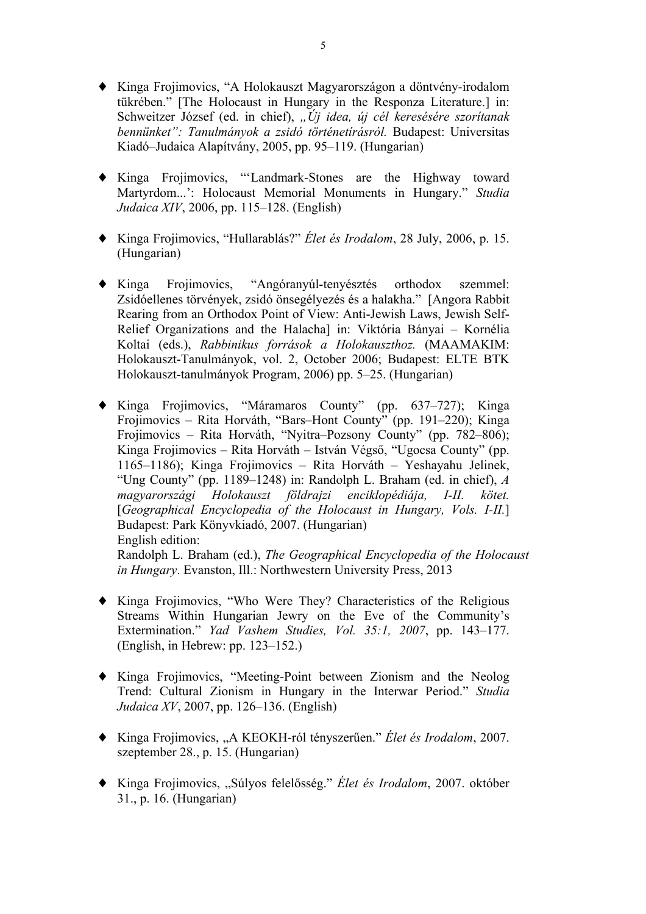- Kinga Frojimovics, "A Holokauszt Magyarországon a döntvény-irodalom tükrében." [The Holocaust in Hungary in the Responza Literature.] in: Schweitzer József (ed. in chief), *„Új idea, új cél keresésére szorítanak bennünket": Tanulmányok a zsidó történetírásról.* Budapest: Universitas Kiadó–Judaica Alapítvány, 2005, pp. 95–119. (Hungarian)

- Kinga Frojimovics, "'Landmark-Stones are the Highway toward Martyrdom...': Holocaust Memorial Monuments in Hungary." *Studia Judaica XIV*, 2006, pp. 115–128. (English)

- Kinga Frojimovics, "Hullarablás?" *Élet és Irodalom*, 28 July, 2006, p. 15. (Hungarian)

- Kinga Frojimovics, "Angóranyúl-tenyésztés orthodox szemmel: Zsidóellenes törvények, zsidó önsegélyezés és a halakha." [Angora Rabbit Rearing from an Orthodox Point of View: Anti-Jewish Laws, Jewish Self-Relief Organizations and the Halacha] in: Viktória Bányai – Kornélia Koltai (eds.), *Rabbinikus források a Holokauszthoz.* (MAAMAKIM: Holokauszt-Tanulmányok, vol. 2, October 2006; Budapest: ELTE BTK Holokauszt-tanulmányok Program, 2006) pp. 5–25. (Hungarian)

- Kinga Frojimovics, "Máramaros County" (pp. 637–727); Kinga Frojimovics – Rita Horváth, "Bars–Hont County" (pp. 191–220); Kinga Frojimovics – Rita Horváth, "Nyitra–Pozsony County" (pp. 782–806); Kinga Frojimovics – Rita Horváth – István Végső, "Ugocsa County" (pp. 1165–1186); Kinga Frojimovics – Rita Horváth – Yeshayahu Jelinek, "Ung County" (pp. 1189–1248) in: Randolph L. Braham (ed. in chief), *A magyarországi Holokauszt földrajzi enciklopédiája, I-II. kötet.* [*Geographical Encyclopedia of the Holocaust in Hungary, Vols. I-II.*] Budapest: Park Könyvkiadó, 2007. (Hungarian)
  English edition:
  Randolph L. Braham (ed.), *The Geographical Encyclopedia of the Holocaust in Hungary*. Evanston, Ill.: Northwestern University Press, 2013

- Kinga Frojimovics, "Who Were They? Characteristics of the Religious Streams Within Hungarian Jewry on the Eve of the Community's Extermination." *Yad Vashem Studies, Vol. 35:1, 2007*, pp. 143–177. (English, in Hebrew: pp. 123–152.)

- Kinga Frojimovics, "Meeting-Point between Zionism and the Neolog Trend: Cultural Zionism in Hungary in the Interwar Period." *Studia Judaica XV*, 2007, pp. 126–136. (English)

- Kinga Frojimovics, „A KEOKH-ról tényszerűen." *Élet és Irodalom*, 2007. szeptember 28., p. 15. (Hungarian)

- Kinga Frojimovics, „Súlyos felelősség." *Élet és Irodalom*, 2007. október 31., p. 16. (Hungarian)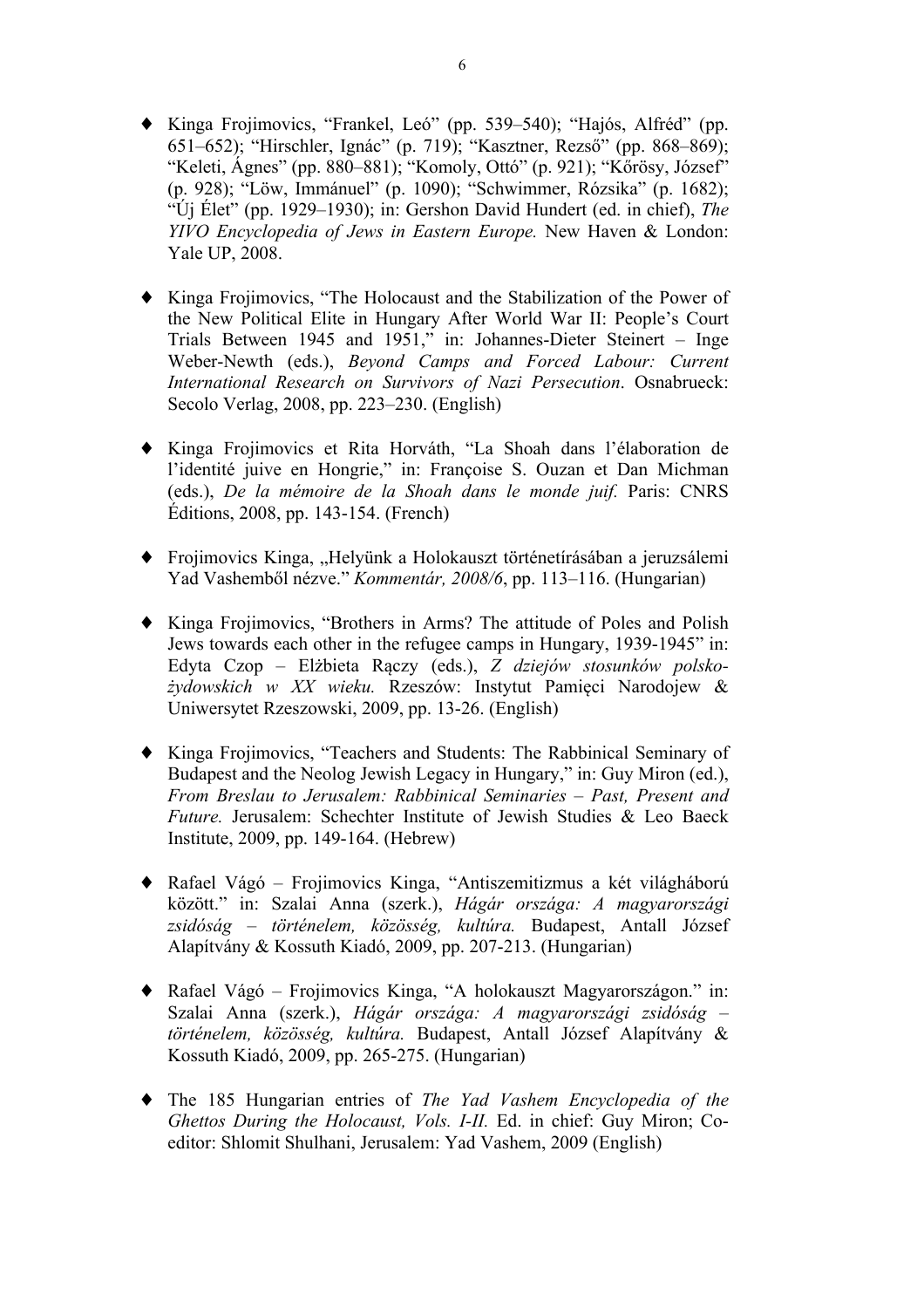- Kinga Frojimovics, “Frankel, Leó” (pp. 539–540); “Hajós, Alfréd” (pp. 651–652); “Hirschler, Ignác” (p. 719); “Kasztner, Rezső” (pp. 868–869); “Keleti, Ágnes” (pp. 880–881); “Komoly, Ottó” (p. 921); “Kőrösy, József” (p. 928); “Löw, Immánuel” (p. 1090); “Schwimmer, Rózsika” (p. 1682); “Új Élet” (pp. 1929–1930); in: Gershon David Hundert (ed. in chief), *The YIVO Encyclopedia of Jews in Eastern Europe.* New Haven & London: Yale UP, 2008.

- Kinga Frojimovics, “The Holocaust and the Stabilization of the Power of the New Political Elite in Hungary After World War II: People’s Court Trials Between 1945 and 1951,” in: Johannes-Dieter Steinert – Inge Weber-Newth (eds.), *Beyond Camps and Forced Labour: Current International Research on Survivors of Nazi Persecution*. Osnabrueck: Secolo Verlag, 2008, pp. 223–230. (English)

- Kinga Frojimovics et Rita Horváth, “La Shoah dans l’élaboration de l’identité juive en Hongrie,” in: Françoise S. Ouzan et Dan Michman (eds.), *De la mémoire de la Shoah dans le monde juif.* Paris: CNRS Éditions, 2008, pp. 143-154. (French)

- Frojimovics Kinga, „Helyünk a Holokauszt történetírásában a jeruzsálemi Yad Vashemből nézve.” *Kommentár, 2008/6*, pp. 113–116. (Hungarian)

- Kinga Frojimovics, “Brothers in Arms? The attitude of Poles and Polish Jews towards each other in the refugee camps in Hungary, 1939-1945” in: Edyta Czop – Elżbieta Rączy (eds.), *Z dziejów stosunków polsko-żydowskich w XX wieku.* Rzeszów: Instytut Pamięci Narodojew & Uniwersytet Rzeszowski, 2009, pp. 13-26. (English)

- Kinga Frojimovics, “Teachers and Students: The Rabbinical Seminary of Budapest and the Neolog Jewish Legacy in Hungary,” in: Guy Miron (ed.), *From Breslau to Jerusalem: Rabbinical Seminaries – Past, Present and Future.* Jerusalem: Schechter Institute of Jewish Studies & Leo Baeck Institute, 2009, pp. 149-164. (Hebrew)

- Rafael Vágó – Frojimovics Kinga, “Antiszemitizmus a két világháború között.” in: Szalai Anna (szerk.), *Hágár országa: A magyarországi zsidóság – történelem, közösség, kultúra.* Budapest, Antall József Alapítvány & Kossuth Kiadó, 2009, pp. 207-213. (Hungarian)

- Rafael Vágó – Frojimovics Kinga, “A holokauszt Magyarországon.” in: Szalai Anna (szerk.), *Hágár országa: A magyarországi zsidóság – történelem, közösség, kultúra.* Budapest, Antall József Alapítvány & Kossuth Kiadó, 2009, pp. 265-275. (Hungarian)

- The 185 Hungarian entries of *The Yad Vashem Encyclopedia of the Ghettos During the Holocaust, Vols. I-II.* Ed. in chief: Guy Miron; Co-editor: Shlomit Shulhani, Jerusalem: Yad Vashem, 2009 (English)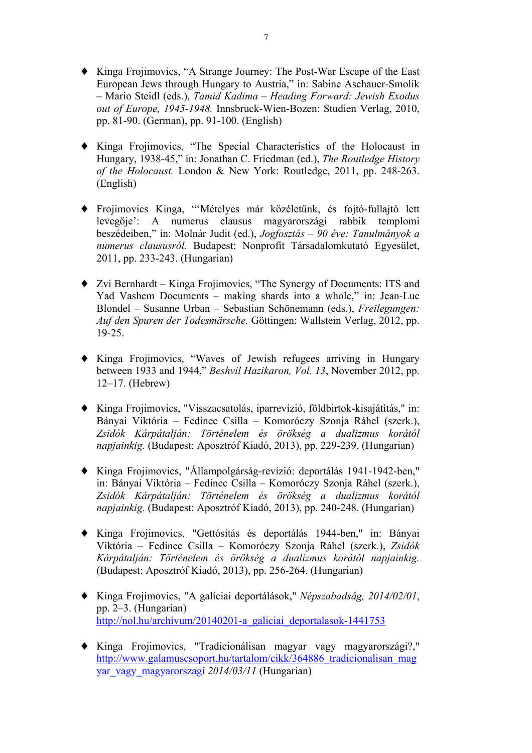- Kinga Frojimovics, “A Strange Journey: The Post-War Escape of the East European Jews through Hungary to Austria,” in: Sabine Aschauer-Smolik – Mario Steidl (eds.), *Tamid Kadima – Heading Forward: Jewish Exodus out of Europe, 1945-1948.* Innsbruck-Wien-Bozen: Studien Verlag, 2010, pp. 81-90. (German), pp. 91-100. (English)

- Kinga Frojimovics, “The Special Characteristics of the Holocaust in Hungary, 1938-45,” in: Jonathan C. Friedman (ed.), *The Routledge History of the Holocaust.* London & New York: Routledge, 2011, pp. 248-263. (English)

- Frojimovics Kinga, “‘Mételyes már közéletünk, és fojtó-fullajtó lett levegője’: A numerus clausus magyarországi rabbik templomi beszédeiben,” in: Molnár Judit (ed.), *Jogfosztás – 90 éve: Tanulmányok a numerus claususról.* Budapest: Nonprofit Társadalomkutató Egyesület, 2011, pp. 233-243. (Hungarian)

- Zvi Bernhardt – Kinga Frojimovics, “The Synergy of Documents: ITS and Yad Vashem Documents – making shards into a whole,” in: Jean-Luc Blondel – Susanne Urban – Sebastian Schönemann (eds.), *Freilegungen: Auf den Spuren der Todesmärsche.* Göttingen: Wallstein Verlag, 2012, pp. 19-25.

- Kinga Frojimovics, “Waves of Jewish refugees arriving in Hungary between 1933 and 1944,” *Beshvil Hazikaron, Vol. 13*, November 2012, pp. 12–17. (Hebrew)

- Kinga Frojimovics, "Visszacsatolás, iparrevízió, földbirtok-kisajátítás," in: Bányai Viktória – Fedinec Csilla – Komoróczy Szonja Ráhel (szerk.), *Zsidók Kárpátalján: Történelem és örökség a dualizmus korától napjainkig.* (Budapest: Aposztróf Kiadó, 2013), pp. 229-239. (Hungarian)

- Kinga Frojimovics, "Állampolgárság-revízió: deportálás 1941-1942-ben," in: Bányai Viktória – Fedinec Csilla – Komoróczy Szonja Ráhel (szerk.), *Zsidók Kárpátalján: Történelem és örökség a dualizmus korától napjainkig.* (Budapest: Aposztróf Kiadó, 2013), pp. 240-248. (Hungarian)

- Kinga Frojimovics, "Gettósítás és deportálás 1944-ben," in: Bányai Viktória – Fedinec Csilla – Komoróczy Szonja Ráhel (szerk.), *Zsidók Kárpátalján: Történelem és örökség a dualizmus korától napjainkig.* (Budapest: Aposztróf Kiadó, 2013), pp. 256-264. (Hungarian)

- Kinga Frojimovics, "A galíciai deportálások," *Népszabadság, 2014/02/01*, pp. 2–3. (Hungarian) http://nol.hu/archivum/20140201-a_galiciai_deportalasok-1441753

- Kinga Frojimovics, "Tradicionálisan magyar vagy magyarországi?," http://www.galamuscsoport.hu/tartalom/cikk/364886_tradicionalisan_magyar_vagy_magyarorszagi *2014/03/11* (Hungarian)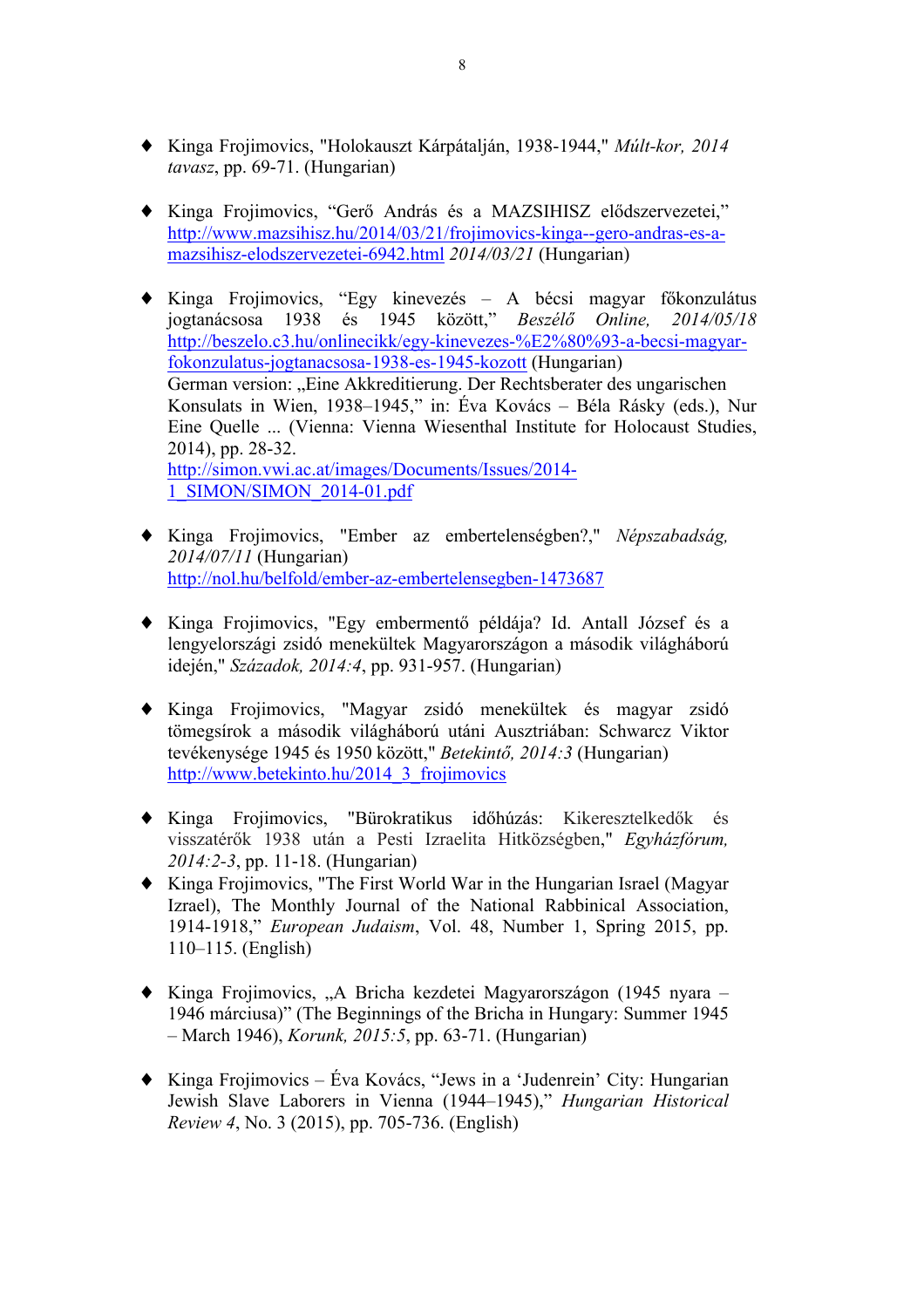- Kinga Frojimovics, "Holokauszt Kárpátalján, 1938-1944," *Múlt-kor, 2014 tavasz*, pp. 69-71. (Hungarian)

- Kinga Frojimovics, "Gerő András és a MAZSIHISZ elődszervezetei," http://www.mazsihisz.hu/2014/03/21/frojimovics-kinga--gero-andras-es-a-mazsihisz-elodszervezetei-6942.html *2014/03/21* (Hungarian)

- Kinga Frojimovics, "Egy kinevezés – A bécsi magyar főkonzulátus jogtanácsosa 1938 és 1945 között," *Beszélő Online, 2014/05/18* http://beszelo.c3.hu/onlinecikk/egy-kinevezes-%E2%80%93-a-becsi-magyar-fokonzulatus-jogtanacsosa-1938-es-1945-kozott (Hungarian)
  German version: „Eine Akkreditierung. Der Rechtsberater des ungarischen Konsulats in Wien, 1938–1945," in: Éva Kovács – Béla Rásky (eds.), Nur Eine Quelle ... (Vienna: Vienna Wiesenthal Institute for Holocaust Studies, 2014), pp. 28-32.
  http://simon.vwi.ac.at/images/Documents/Issues/2014-1_SIMON/SIMON_2014-01.pdf

- Kinga Frojimovics, "Ember az embertelenségben?," *Népszabadság, 2014/07/11* (Hungarian)
  http://nol.hu/belfold/ember-az-embertelensegben-1473687

- Kinga Frojimovics, "Egy embermentő példája? Id. Antall József és a lengyelországi zsidó menekültek Magyarországon a második világháború idején," *Századok, 2014:4*, pp. 931-957. (Hungarian)

- Kinga Frojimovics, "Magyar zsidó menekültek és magyar zsidó tömegsírok a második világháború utáni Ausztriában: Schwarcz Viktor tevékenysége 1945 és 1950 között," *Betekintő, 2014:3* (Hungarian)
  http://www.betekinto.hu/2014_3_frojimovics

- Kinga Frojimovics, "Bürokratikus időhúzás: Kikeresztelkedők és visszatérők 1938 után a Pesti Izraelita Hitközségben," *Egyházfórum, 2014:2-3*, pp. 11-18. (Hungarian)
- Kinga Frojimovics, "The First World War in the Hungarian Israel (Magyar Izrael), The Monthly Journal of the National Rabbinical Association, 1914-1918," *European Judaism*, Vol. 48, Number 1, Spring 2015, pp. 110–115. (English)

- Kinga Frojimovics, „A Bricha kezdetei Magyarországon (1945 nyara – 1946 márciusa)" (The Beginnings of the Bricha in Hungary: Summer 1945 – March 1946), *Korunk, 2015:5*, pp. 63-71. (Hungarian)

- Kinga Frojimovics – Éva Kovács, "Jews in a 'Judenrein' City: Hungarian Jewish Slave Laborers in Vienna (1944–1945)," *Hungarian Historical Review 4*, No. 3 (2015), pp. 705-736. (English)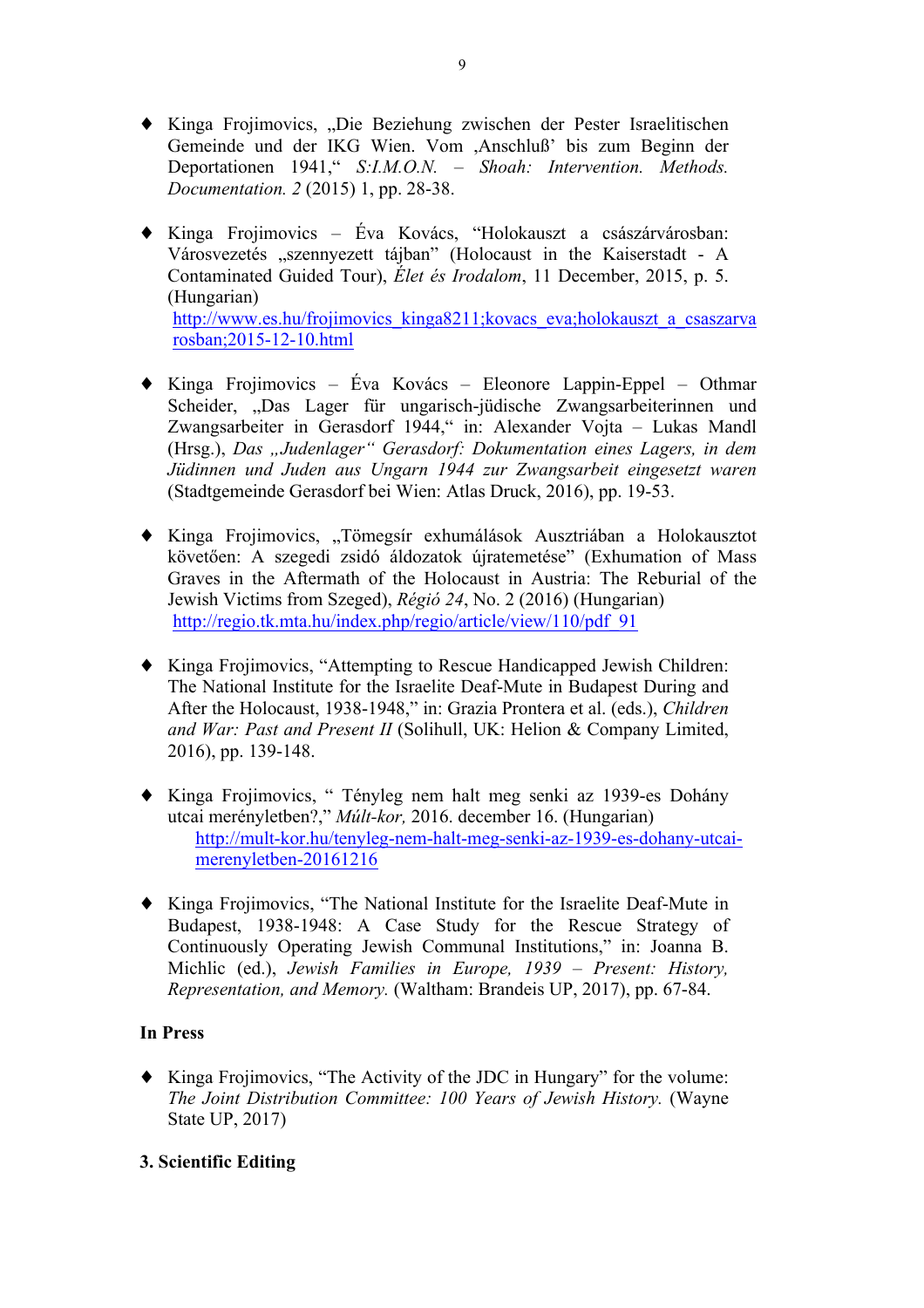- Kinga Frojimovics, „Die Beziehung zwischen der Pester Israelitischen Gemeinde und der IKG Wien. Vom ‚Anschluß' bis zum Beginn der Deportationen 1941," *S:I.M.O.N. – Shoah: Intervention. Methods. Documentation. 2* (2015) 1, pp. 28-38.

- Kinga Frojimovics – Éva Kovács, "Holokauszt a császárvárosban: Városvezetés „szennyezett tájban" (Holocaust in the Kaiserstadt - A Contaminated Guided Tour), *Élet és Irodalom*, 11 December, 2015, p. 5. (Hungarian)
  http://www.es.hu/frojimovics_kinga8211;kovacs_eva;holokauszt_a_csaszarvarosban;2015-12-10.html

- Kinga Frojimovics – Éva Kovács – Eleonore Lappin-Eppel – Othmar Scheider, „Das Lager für ungarisch-jüdische Zwangsarbeiterinnen und Zwangsarbeiter in Gerasdorf 1944," in: Alexander Vojta – Lukas Mandl (Hrsg.), *Das „Judenlager" Gerasdorf: Dokumentation eines Lagers, in dem Jüdinnen und Juden aus Ungarn 1944 zur Zwangsarbeit eingesetzt waren* (Stadtgemeinde Gerasdorf bei Wien: Atlas Druck, 2016), pp. 19-53.

- Kinga Frojimovics, „Tömegsír exhumálások Ausztriában a Holokausztot követően: A szegedi zsidó áldozatok újratemetése" (Exhumation of Mass Graves in the Aftermath of the Holocaust in Austria: The Reburial of the Jewish Victims from Szeged), *Régió 24*, No. 2 (2016) (Hungarian)
  http://regio.tk.mta.hu/index.php/regio/article/view/110/pdf_91

- Kinga Frojimovics, "Attempting to Rescue Handicapped Jewish Children: The National Institute for the Israelite Deaf-Mute in Budapest During and After the Holocaust, 1938-1948," in: Grazia Prontera et al. (eds.), *Children and War: Past and Present II* (Solihull, UK: Helion & Company Limited, 2016), pp. 139-148.

- Kinga Frojimovics, " Tényleg nem halt meg senki az 1939-es Dohány utcai merényletben?," *Múlt-kor,* 2016. december 16. (Hungarian)
  http://mult-kor.hu/tenyleg-nem-halt-meg-senki-az-1939-es-dohany-utcai-merenyletben-20161216

- Kinga Frojimovics, "The National Institute for the Israelite Deaf-Mute in Budapest, 1938-1948: A Case Study for the Rescue Strategy of Continuously Operating Jewish Communal Institutions," in: Joanna B. Michlic (ed.), *Jewish Families in Europe, 1939 – Present: History, Representation, and Memory.* (Waltham: Brandeis UP, 2017), pp. 67-84.

**In Press**

- Kinga Frojimovics, "The Activity of the JDC in Hungary" for the volume: *The Joint Distribution Committee: 100 Years of Jewish History.* (Wayne State UP, 2017)

**3. Scientific Editing**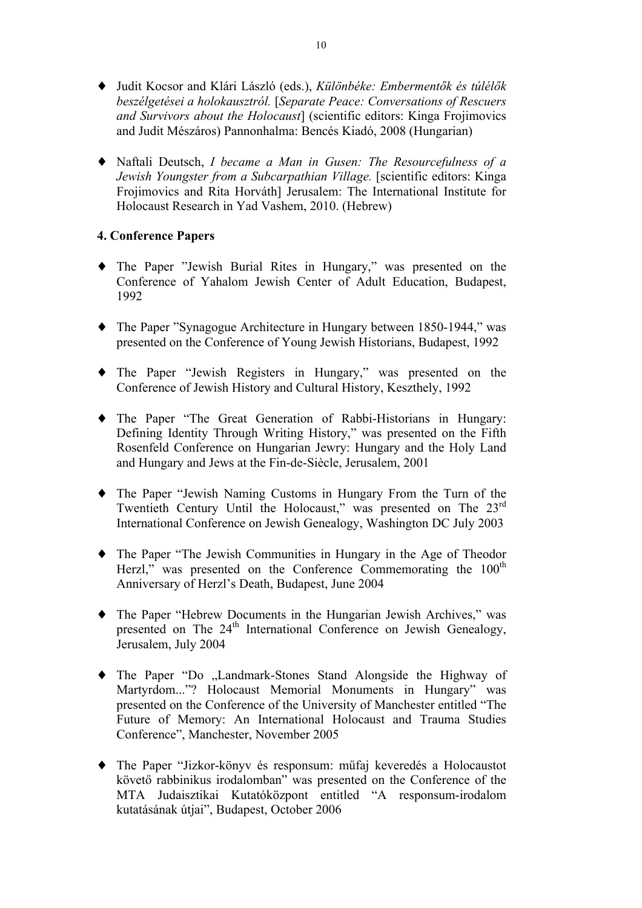- Judit Kocsor and Klári László (eds.), *Különbéke: Embermentők és túlélők beszélgetései a holokausztról.* [*Separate Peace: Conversations of Rescuers and Survivors about the Holocaust*] (scientific editors: Kinga Frojimovics and Judit Mészáros) Pannonhalma: Bencés Kiadó, 2008 (Hungarian)

- Naftali Deutsch, *I became a Man in Gusen: The Resourcefulness of a Jewish Youngster from a Subcarpathian Village.* [scientific editors: Kinga Frojimovics and Rita Horváth] Jerusalem: The International Institute for Holocaust Research in Yad Vashem, 2010. (Hebrew)

**4. Conference Papers**

- The Paper "Jewish Burial Rites in Hungary," was presented on the Conference of Yahalom Jewish Center of Adult Education, Budapest, 1992

- The Paper "Synagogue Architecture in Hungary between 1850-1944," was presented on the Conference of Young Jewish Historians, Budapest, 1992

- The Paper "Jewish Registers in Hungary," was presented on the Conference of Jewish History and Cultural History, Keszthely, 1992

- The Paper "The Great Generation of Rabbi-Historians in Hungary: Defining Identity Through Writing History," was presented on the Fifth Rosenfeld Conference on Hungarian Jewry: Hungary and the Holy Land and Hungary and Jews at the Fin-de-Siècle, Jerusalem, 2001

- The Paper "Jewish Naming Customs in Hungary From the Turn of the Twentieth Century Until the Holocaust," was presented on The 23rd International Conference on Jewish Genealogy, Washington DC July 2003

- The Paper "The Jewish Communities in Hungary in the Age of Theodor Herzl," was presented on the Conference Commemorating the 100th Anniversary of Herzl's Death, Budapest, June 2004

- The Paper "Hebrew Documents in the Hungarian Jewish Archives," was presented on The 24th International Conference on Jewish Genealogy, Jerusalem, July 2004

- The Paper "Do „Landmark-Stones Stand Alongside the Highway of Martyrdom..."? Holocaust Memorial Monuments in Hungary" was presented on the Conference of the University of Manchester entitled "The Future of Memory: An International Holocaust and Trauma Studies Conference", Manchester, November 2005

- The Paper "Jizkor-könyv és responsum: műfaj keveredés a Holocaustot követő rabbinikus irodalomban" was presented on the Conference of the MTA Judaisztikai Kutatóközpont entitled "A responsum-irodalom kutatásának útjai", Budapest, October 2006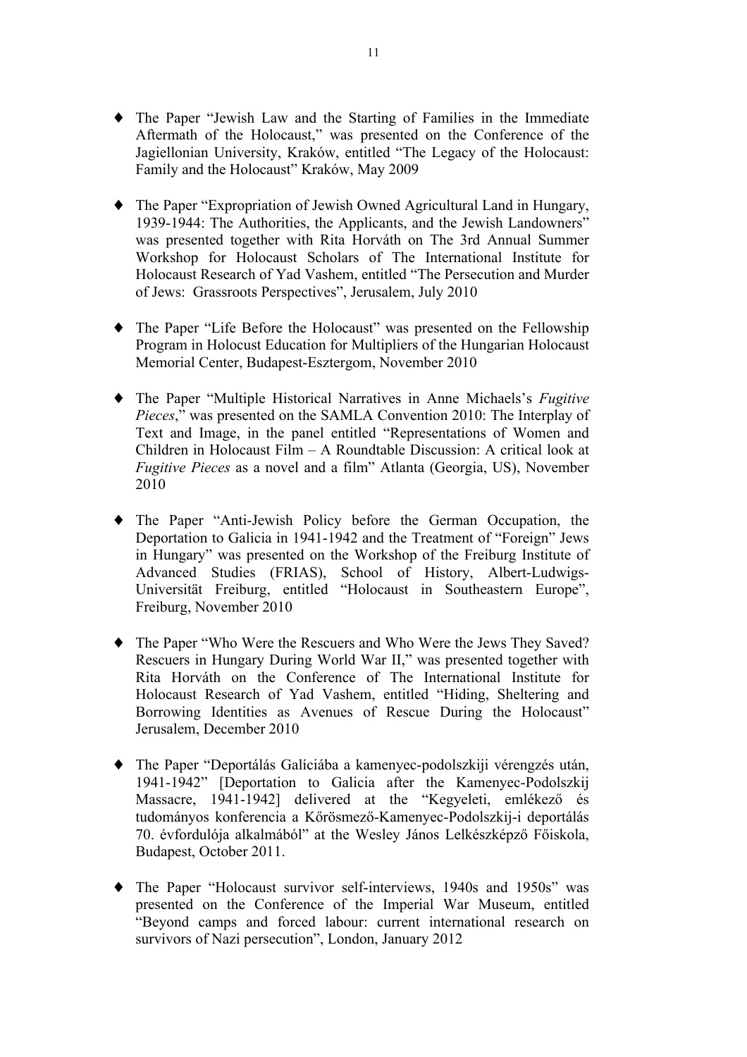- The Paper "Jewish Law and the Starting of Families in the Immediate Aftermath of the Holocaust," was presented on the Conference of the Jagiellonian University, Kraków, entitled "The Legacy of the Holocaust: Family and the Holocaust" Kraków, May 2009

- The Paper "Expropriation of Jewish Owned Agricultural Land in Hungary, 1939-1944: The Authorities, the Applicants, and the Jewish Landowners" was presented together with Rita Horváth on The 3rd Annual Summer Workshop for Holocaust Scholars of The International Institute for Holocaust Research of Yad Vashem, entitled "The Persecution and Murder of Jews: Grassroots Perspectives", Jerusalem, July 2010

- The Paper "Life Before the Holocaust" was presented on the Fellowship Program in Holocust Education for Multipliers of the Hungarian Holocaust Memorial Center, Budapest-Esztergom, November 2010

- The Paper "Multiple Historical Narratives in Anne Michaels's *Fugitive Pieces*," was presented on the SAMLA Convention 2010: The Interplay of Text and Image, in the panel entitled "Representations of Women and Children in Holocaust Film – A Roundtable Discussion: A critical look at *Fugitive Pieces* as a novel and a film" Atlanta (Georgia, US), November 2010

- The Paper "Anti-Jewish Policy before the German Occupation, the Deportation to Galicia in 1941-1942 and the Treatment of "Foreign" Jews in Hungary" was presented on the Workshop of the Freiburg Institute of Advanced Studies (FRIAS), School of History, Albert-Ludwigs-Universität Freiburg, entitled "Holocaust in Southeastern Europe", Freiburg, November 2010

- The Paper "Who Were the Rescuers and Who Were the Jews They Saved? Rescuers in Hungary During World War II," was presented together with Rita Horváth on the Conference of The International Institute for Holocaust Research of Yad Vashem, entitled "Hiding, Sheltering and Borrowing Identities as Avenues of Rescue During the Holocaust" Jerusalem, December 2010

- The Paper "Deportálás Galíciába a kamenyec-podolszkiji vérengzés után, 1941-1942" [Deportation to Galicia after the Kamenyec-Podolszkij Massacre, 1941-1942] delivered at the "Kegyeleti, emlékező és tudományos konferencia a Kőrösmező-Kamenyec-Podolszkij-i deportálás 70. évfordulója alkalmából" at the Wesley János Lelkészképző Főiskola, Budapest, October 2011.

- The Paper "Holocaust survivor self-interviews, 1940s and 1950s" was presented on the Conference of the Imperial War Museum, entitled "Beyond camps and forced labour: current international research on survivors of Nazi persecution", London, January 2012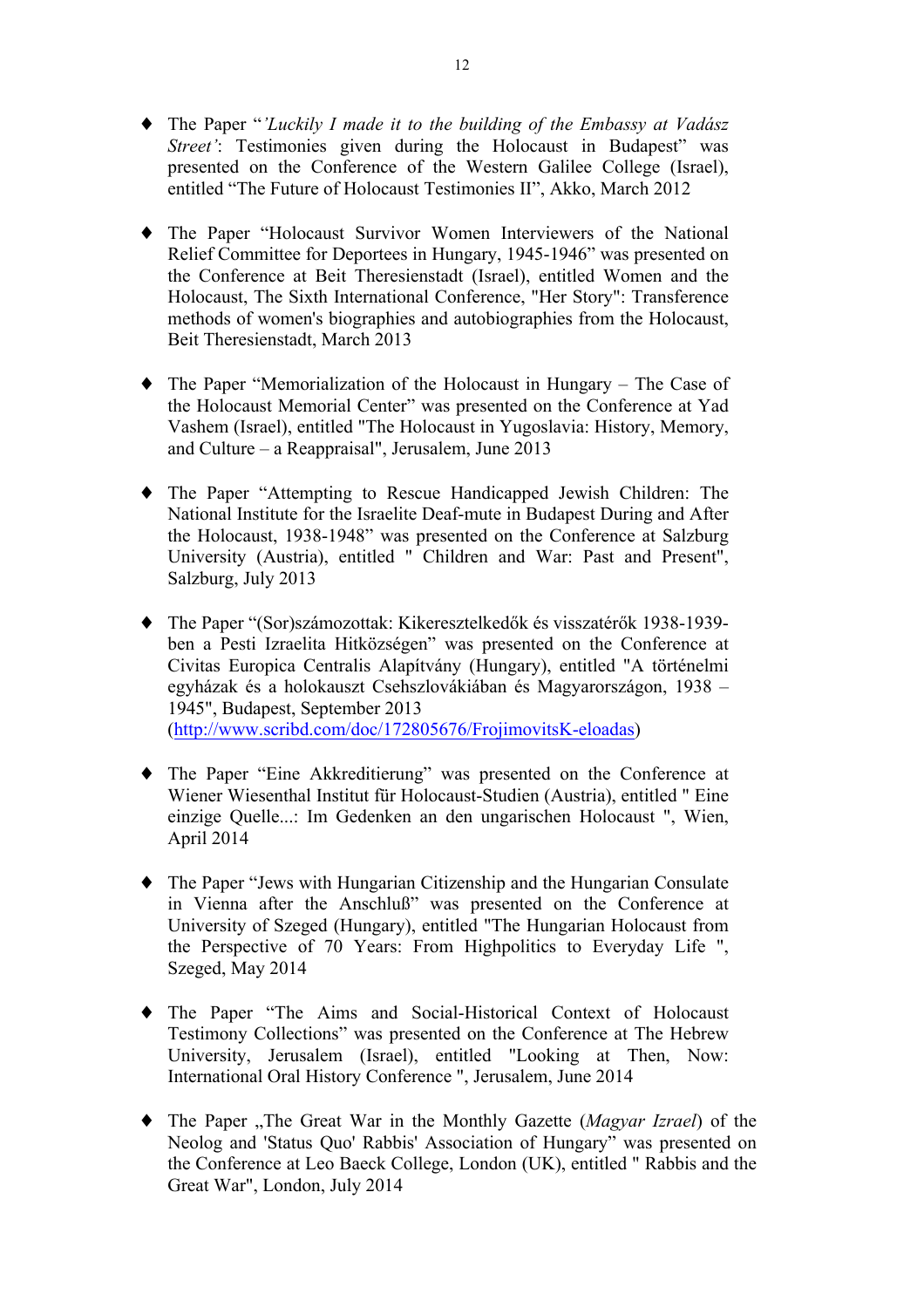- The Paper "*'Luckily I made it to the building of the Embassy at Vadász Street'*: Testimonies given during the Holocaust in Budapest" was presented on the Conference of the Western Galilee College (Israel), entitled "The Future of Holocaust Testimonies II", Akko, March 2012

- The Paper "Holocaust Survivor Women Interviewers of the National Relief Committee for Deportees in Hungary, 1945-1946" was presented on the Conference at Beit Theresienstadt (Israel), entitled Women and the Holocaust, The Sixth International Conference, "Her Story": Transference methods of women's biographies and autobiographies from the Holocaust, Beit Theresienstadt, March 2013

- The Paper "Memorialization of the Holocaust in Hungary – The Case of the Holocaust Memorial Center" was presented on the Conference at Yad Vashem (Israel), entitled "The Holocaust in Yugoslavia: History, Memory, and Culture – a Reappraisal", Jerusalem, June 2013

- The Paper "Attempting to Rescue Handicapped Jewish Children: The National Institute for the Israelite Deaf-mute in Budapest During and After the Holocaust, 1938-1948" was presented on the Conference at Salzburg University (Austria), entitled " Children and War: Past and Present", Salzburg, July 2013

- The Paper "(Sor)számozottak: Kikeresztelkedők és visszatérők 1938-1939-ben a Pesti Izraelita Hitközségen" was presented on the Conference at Civitas Europica Centralis Alapítvány (Hungary), entitled "A történelmi egyházak és a holokauszt Csehszlovákiában és Magyarországon, 1938 – 1945", Budapest, September 2013 (http://www.scribd.com/doc/172805676/FrojimovitsK-eloadas)

- The Paper "Eine Akkreditierung" was presented on the Conference at Wiener Wiesenthal Institut für Holocaust-Studien (Austria), entitled " Eine einzige Quelle...: Im Gedenken an den ungarischen Holocaust ", Wien, April 2014

- The Paper "Jews with Hungarian Citizenship and the Hungarian Consulate in Vienna after the Anschluß" was presented on the Conference at University of Szeged (Hungary), entitled "The Hungarian Holocaust from the Perspective of 70 Years: From Highpolitics to Everyday Life ", Szeged, May 2014

- The Paper "The Aims and Social-Historical Context of Holocaust Testimony Collections" was presented on the Conference at The Hebrew University, Jerusalem (Israel), entitled "Looking at Then, Now: International Oral History Conference ", Jerusalem, June 2014

- The Paper „The Great War in the Monthly Gazette (*Magyar Izrael*) of the Neolog and 'Status Quo' Rabbis' Association of Hungary" was presented on the Conference at Leo Baeck College, London (UK), entitled " Rabbis and the Great War", London, July 2014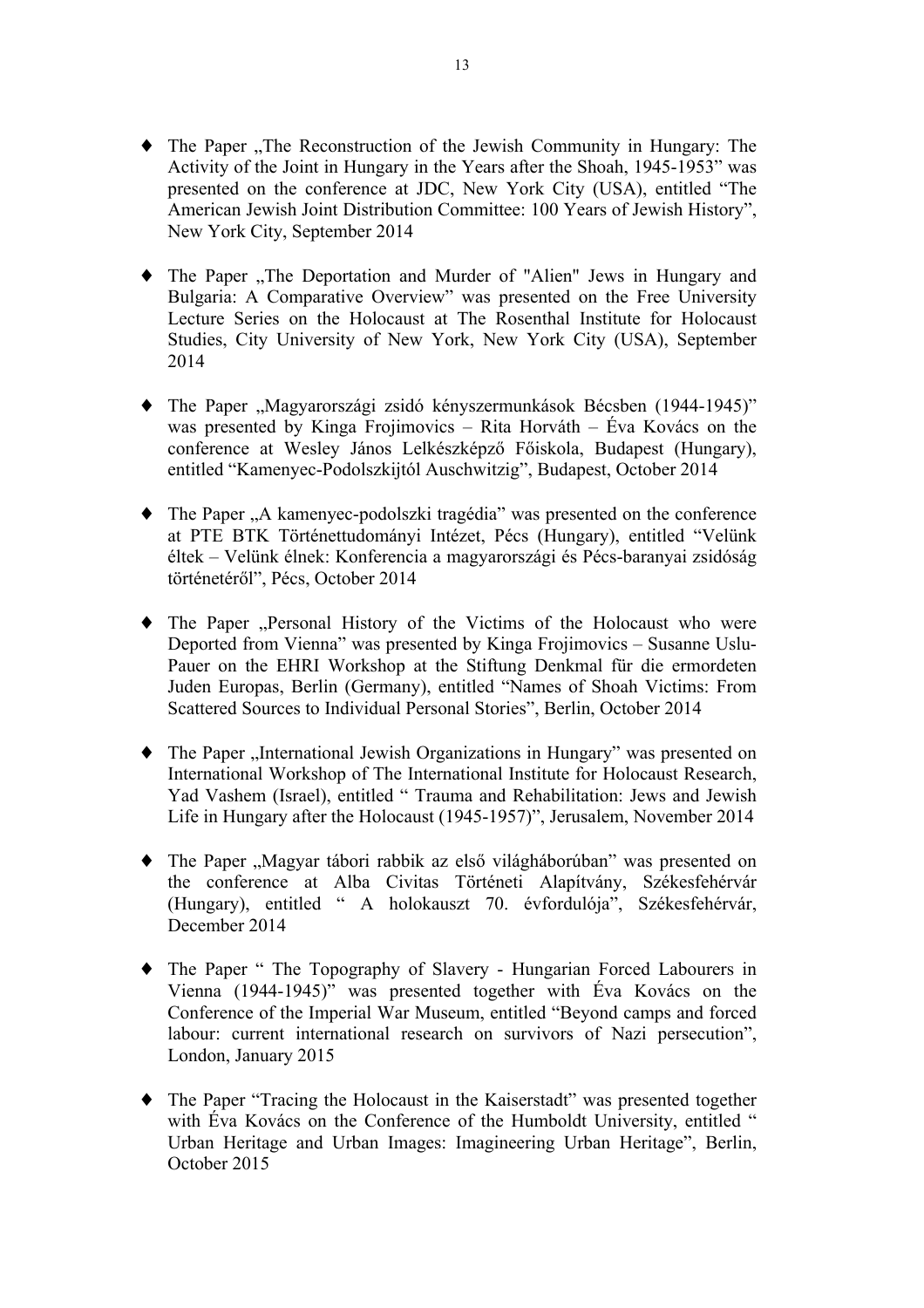- The Paper „The Reconstruction of the Jewish Community in Hungary: The Activity of the Joint in Hungary in the Years after the Shoah, 1945-1953" was presented on the conference at JDC, New York City (USA), entitled "The American Jewish Joint Distribution Committee: 100 Years of Jewish History", New York City, September 2014

- The Paper „The Deportation and Murder of "Alien" Jews in Hungary and Bulgaria: A Comparative Overview" was presented on the Free University Lecture Series on the Holocaust at The Rosenthal Institute for Holocaust Studies, City University of New York, New York City (USA), September 2014

- The Paper „Magyarországi zsidó kényszermunkások Bécsben (1944-1945)" was presented by Kinga Frojimovics – Rita Horváth – Éva Kovács on the conference at Wesley János Lelkészképző Főiskola, Budapest (Hungary), entitled "Kamenyec-Podolszkijtól Auschwitzig", Budapest, October 2014

- The Paper „A kamenyec-podolszki tragédia" was presented on the conference at PTE BTK Történettudományi Intézet, Pécs (Hungary), entitled "Velünk éltek – Velünk élnek: Konferencia a magyarországi és Pécs-baranyai zsidóság történetéről", Pécs, October 2014

- The Paper „Personal History of the Victims of the Holocaust who were Deported from Vienna" was presented by Kinga Frojimovics – Susanne Uslu-Pauer on the EHRI Workshop at the Stiftung Denkmal für die ermordeten Juden Europas, Berlin (Germany), entitled "Names of Shoah Victims: From Scattered Sources to Individual Personal Stories", Berlin, October 2014

- The Paper „International Jewish Organizations in Hungary" was presented on International Workshop of The International Institute for Holocaust Research, Yad Vashem (Israel), entitled " Trauma and Rehabilitation: Jews and Jewish Life in Hungary after the Holocaust (1945-1957)", Jerusalem, November 2014

- The Paper „Magyar tábori rabbik az első világháborúban" was presented on the conference at Alba Civitas Történeti Alapítvány, Székesfehérvár (Hungary), entitled " A holokauszt 70. évfordulója", Székesfehérvár, December 2014

- The Paper " The Topography of Slavery - Hungarian Forced Labourers in Vienna (1944-1945)" was presented together with Éva Kovács on the Conference of the Imperial War Museum, entitled "Beyond camps and forced labour: current international research on survivors of Nazi persecution", London, January 2015

- The Paper "Tracing the Holocaust in the Kaiserstadt" was presented together with Éva Kovács on the Conference of the Humboldt University, entitled " Urban Heritage and Urban Images: Imagineering Urban Heritage", Berlin, October 2015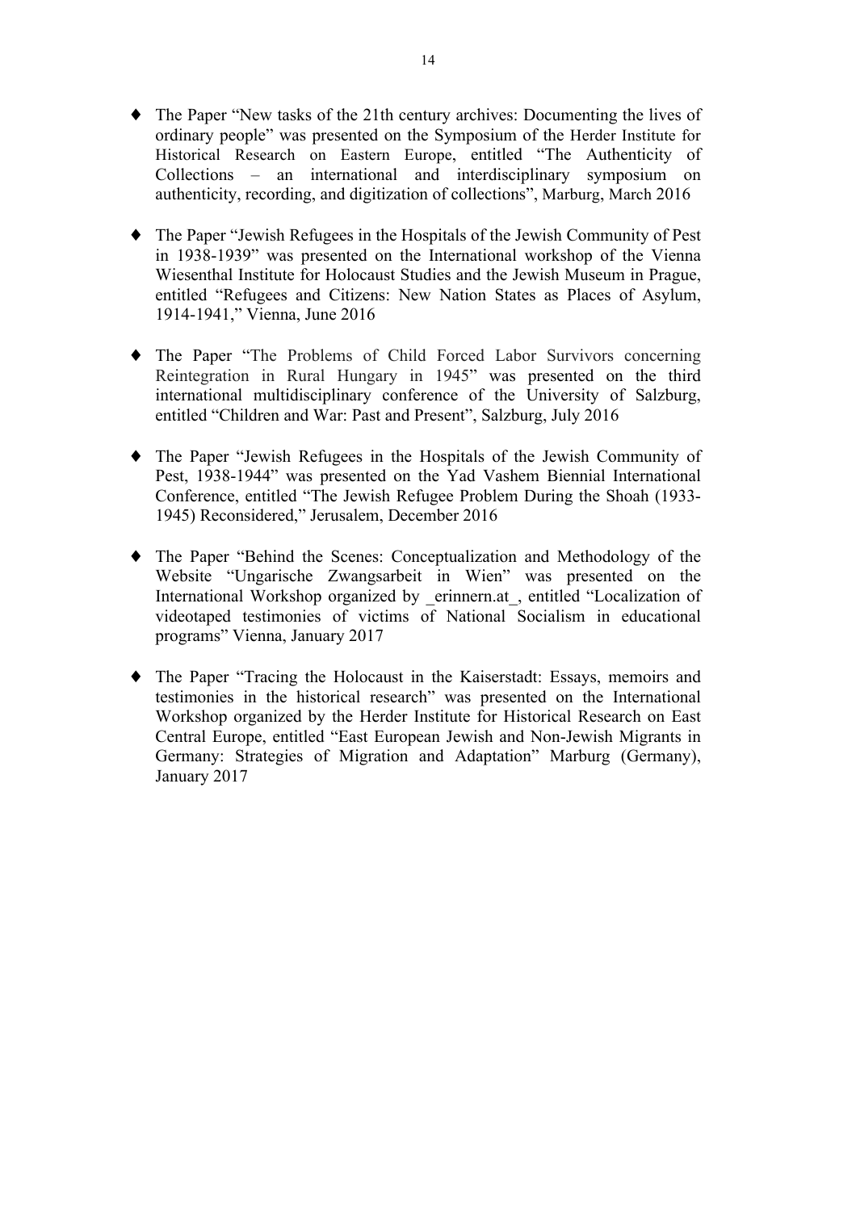- The Paper “New tasks of the 21th century archives: Documenting the lives of ordinary people” was presented on the Symposium of the Herder Institute for Historical Research on Eastern Europe, entitled “The Authenticity of Collections – an international and interdisciplinary symposium on authenticity, recording, and digitization of collections”, Marburg, March 2016

- The Paper “Jewish Refugees in the Hospitals of the Jewish Community of Pest in 1938-1939” was presented on the International workshop of the Vienna Wiesenthal Institute for Holocaust Studies and the Jewish Museum in Prague, entitled “Refugees and Citizens: New Nation States as Places of Asylum, 1914-1941,” Vienna, June 2016

- The Paper “The Problems of Child Forced Labor Survivors concerning Reintegration in Rural Hungary in 1945” was presented on the third international multidisciplinary conference of the University of Salzburg, entitled “Children and War: Past and Present”, Salzburg, July 2016

- The Paper “Jewish Refugees in the Hospitals of the Jewish Community of Pest, 1938-1944” was presented on the Yad Vashem Biennial International Conference, entitled “The Jewish Refugee Problem During the Shoah (1933-1945) Reconsidered,” Jerusalem, December 2016

- The Paper “Behind the Scenes: Conceptualization and Methodology of the Website “Ungarische Zwangsarbeit in Wien” was presented on the International Workshop organized by _erinnern.at_, entitled “Localization of videotaped testimonies of victims of National Socialism in educational programs” Vienna, January 2017

- The Paper “Tracing the Holocaust in the Kaiserstadt: Essays, memoirs and testimonies in the historical research” was presented on the International Workshop organized by the Herder Institute for Historical Research on East Central Europe, entitled “East European Jewish and Non-Jewish Migrants in Germany: Strategies of Migration and Adaptation” Marburg (Germany), January 2017